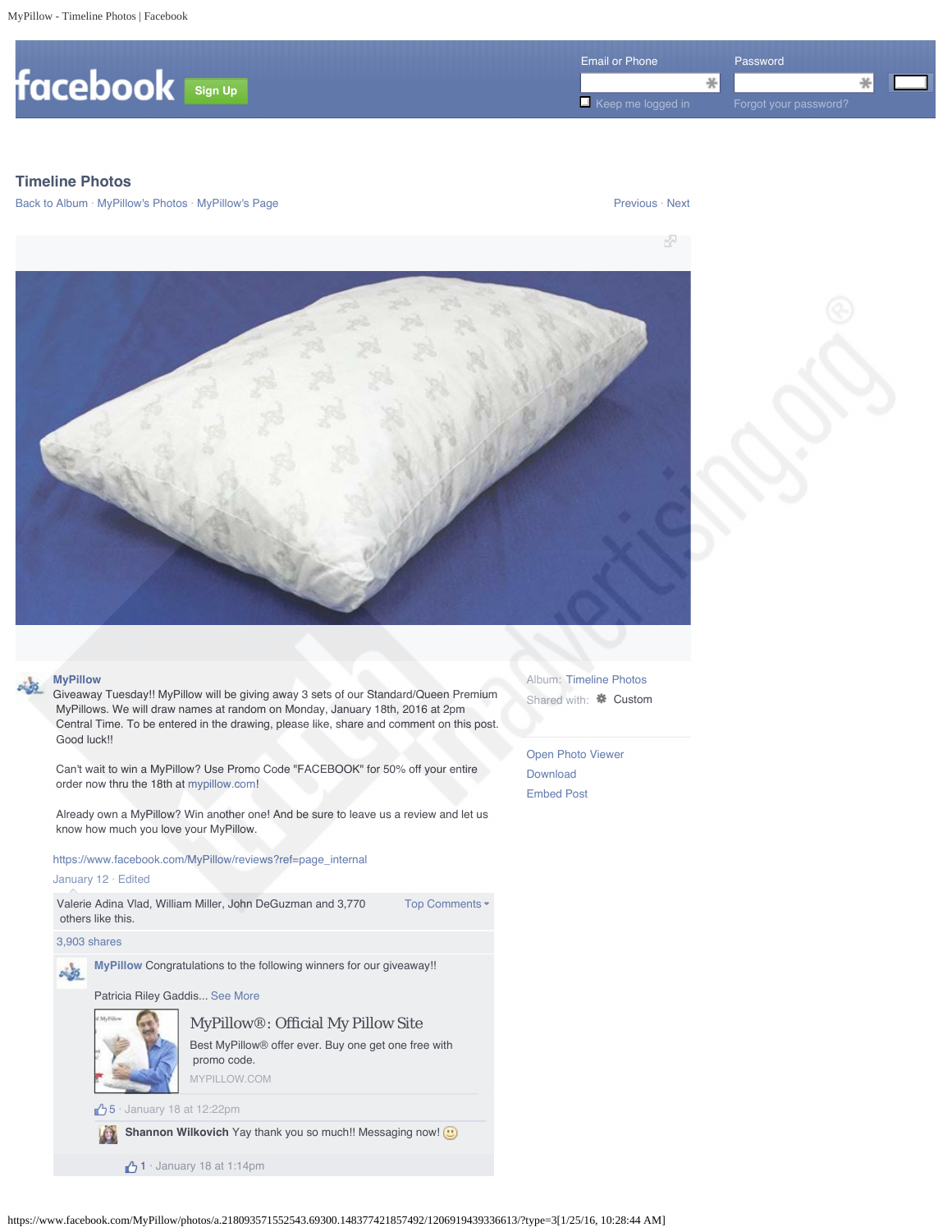MyPillow - Timeline Photos | Facebook

facebook Sign Up

Email or Phone

Password

Keep me logged in

Forgot your password?

## Timeline Photos

Back to Album · MyPillow's Photos · MyPillow's Page

Previous · Next

**MyPillow**

Giveaway Tuesday!! MyPillow will be giving away 3 sets of our Standard/Queen Premium MyPillows. We will draw names at random on Monday, January 18th, 2016 at 2pm Central Time. To be entered in the drawing, please like, share and comment on this post. Good luck!!

Can't wait to win a MyPillow? Use Promo Code "FACEBOOK" for 50% off your entire order now thru the 18th at mypillow.com!

Already own a MyPillow? Win another one! And be sure to leave us a review and let us know how much you love your MyPillow.

https://www.facebook.com/MyPillow/reviews?ref=page_internal

January 12 · Edited

Valerie Adina Vlad, William Miller, John DeGuzman and 3,770 others like this.

Top Comments

3,903 shares

**MyPillow** Congratulations to the following winners for our giveaway!!

Patricia Riley Gaddis... See More

MyPillow®: Official My Pillow Site

Best MyPillow® offer ever. Buy one get one free with promo code.

MYPILLOW.COM

5 · January 18 at 12:22pm

**Shannon Wilkovich** Yay thank you so much!! Messaging now! 🙂

1 · January 18 at 1:14pm

Album: Timeline Photos

Shared with: Custom

Open Photo Viewer

Download

Embed Post

https://www.facebook.com/MyPillow/photos/a.218093571552543.69300.148377421857492/1206919439336613/?type=3[1/25/16, 10:28:44 AM]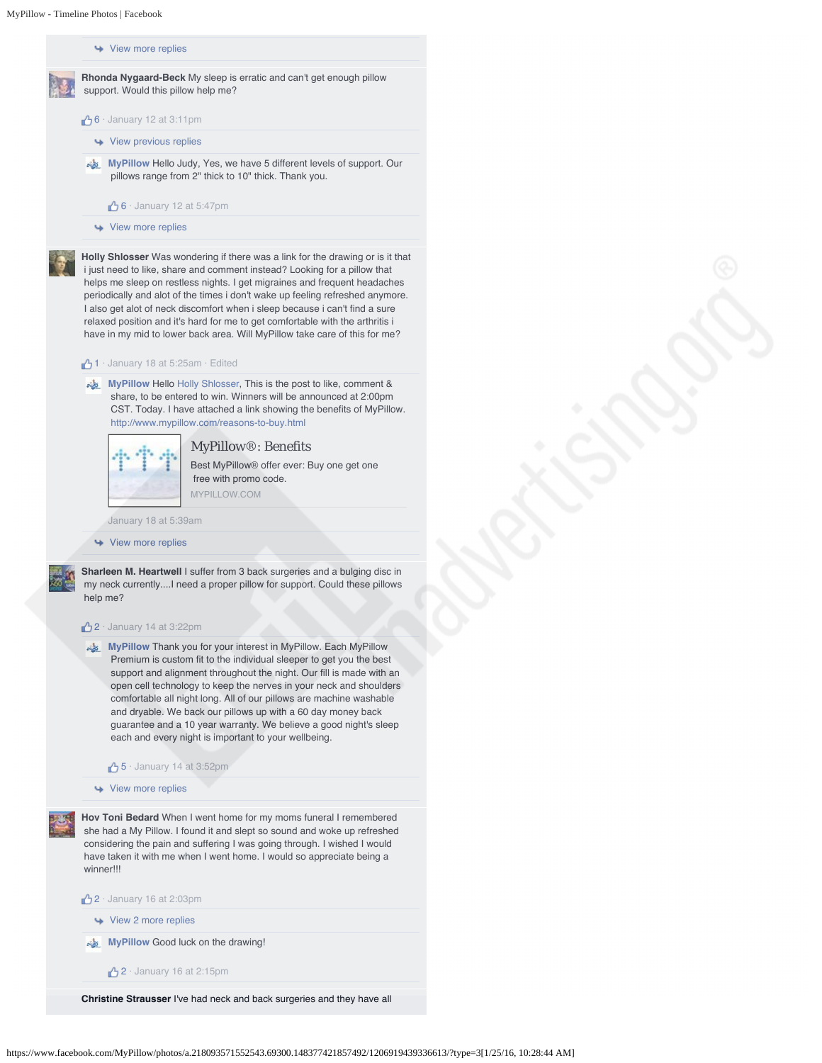↪ View more replies

**Rhonda Nygaard-Beck** My sleep is erratic and can't get enough pillow support. Would this pillow help me?

6 · January 12 at 3:11pm

↪ View previous replies

**MyPillow** Hello Judy, Yes, we have 5 different levels of support. Our pillows range from 2" thick to 10" thick. Thank you.

6 · January 12 at 5:47pm

↪ View more replies

**Holly Shlosser** Was wondering if there was a link for the drawing or is it that i just need to like, share and comment instead? Looking for a pillow that helps me sleep on restless nights. I get migraines and frequent headaches periodically and alot of the times i don't wake up feeling refreshed anymore. I also get alot of neck discomfort when i sleep because i can't find a sure relaxed position and it's hard for me to get comfortable with the arthritis i have in my mid to lower back area. Will MyPillow take care of this for me?

1 · January 18 at 5:25am · Edited

**MyPillow** Hello Holly Shlosser, This is the post to like, comment & share, to be entered to win. Winners will be announced at 2:00pm CST. Today. I have attached a link showing the benefits of MyPillow. http://www.mypillow.com/reasons-to-buy.html

MyPillow®: Benefits
Best MyPillow® offer ever: Buy one get one free with promo code.
MYPILLOW.COM

January 18 at 5:39am

↪ View more replies

**Sharleen M. Heartwell** I suffer from 3 back surgeries and a bulging disc in my neck currently....I need a proper pillow for support. Could these pillows help me?

2 · January 14 at 3:22pm

**MyPillow** Thank you for your interest in MyPillow. Each MyPillow Premium is custom fit to the individual sleeper to get you the best support and alignment throughout the night. Our fill is made with an open cell technology to keep the nerves in your neck and shoulders comfortable all night long. All of our pillows are machine washable and dryable. We back our pillows up with a 60 day money back guarantee and a 10 year warranty. We believe a good night's sleep each and every night is important to your wellbeing.

5 · January 14 at 3:52pm

↪ View more replies

**Hov Toni Bedard** When I went home for my moms funeral I remembered she had a My Pillow. I found it and slept so sound and woke up refreshed considering the pain and suffering I was going through. I wished I would have taken it with me when I went home. I would so appreciate being a winner!!!

2 · January 16 at 2:03pm

↪ View 2 more replies

**MyPillow** Good luck on the drawing!

2 · January 16 at 2:15pm

**Christine Strausser** I've had neck and back surgeries and they have all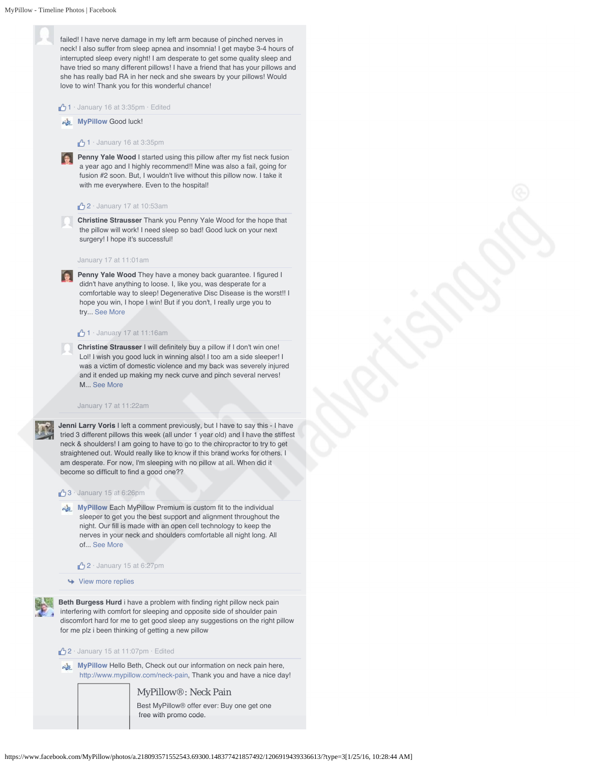failed! I have nerve damage in my left arm because of pinched nerves in neck! I also suffer from sleep apnea and insomnia! I get maybe 3-4 hours of interrupted sleep every night! I am desperate to get some quality sleep and have tried so many different pillows! I have a friend that has your pillows and she has really bad RA in her neck and she swears by your pillows! Would love to win! Thank you for this wonderful chance!

1 · January 16 at 3:35pm · Edited

**MyPillow** Good luck!

1 · January 16 at 3:35pm

**Penny Yale Wood** I started using this pillow after my fist neck fusion a year ago and I highly recommend!! Mine was also a fail, going for fusion #2 soon. But, I wouldn't live without this pillow now. I take it with me everywhere. Even to the hospital!

2 · January 17 at 10:53am

**Christine Strausser** Thank you Penny Yale Wood for the hope that the pillow will work! I need sleep so bad! Good luck on your next surgery! I hope it's successful!

January 17 at 11:01am

**Penny Yale Wood** They have a money back guarantee. I figured I didn't have anything to loose. I, like you, was desperate for a comfortable way to sleep! Degenerative Disc Disease is the worst!! I hope you win, I hope I win! But if you don't, I really urge you to try... See More

1 · January 17 at 11:16am

**Christine Strausser** I will definitely buy a pillow if I don't win one! Lol! I wish you good luck in winning also! I too am a side sleeper! I was a victim of domestic violence and my back was severely injured and it ended up making my neck curve and pinch several nerves! M... See More

January 17 at 11:22am

**Jenni Larry Voris** I left a comment previously, but I have to say this - I have tried 3 different pillows this week (all under 1 year old) and I have the stiffest neck & shoulders! I am going to have to go to the chiropractor to try to get straightened out. Would really like to know if this brand works for others. I am desperate. For now, I'm sleeping with no pillow at all. When did it become so difficult to find a good one??

3 · January 15 at 6:26pm

**MyPillow** Each MyPillow Premium is custom fit to the individual sleeper to get you the best support and alignment throughout the night. Our fill is made with an open cell technology to keep the nerves in your neck and shoulders comfortable all night long. All of... See More

2 · January 15 at 6:27pm

View more replies

**Beth Burgess Hurd** i have a problem with finding right pillow neck pain interfering with comfort for sleeping and opposite side of shoulder pain discomfort hard for me to get good sleep any suggestions on the right pillow for me plz i been thinking of getting a new pillow

2 · January 15 at 11:07pm · Edited

**MyPillow** Hello Beth, Check out our information on neck pain here, http://www.mypillow.com/neck-pain, Thank you and have a nice day!

MyPillow®: Neck Pain

Best MyPillow® offer ever: Buy one get one free with promo code.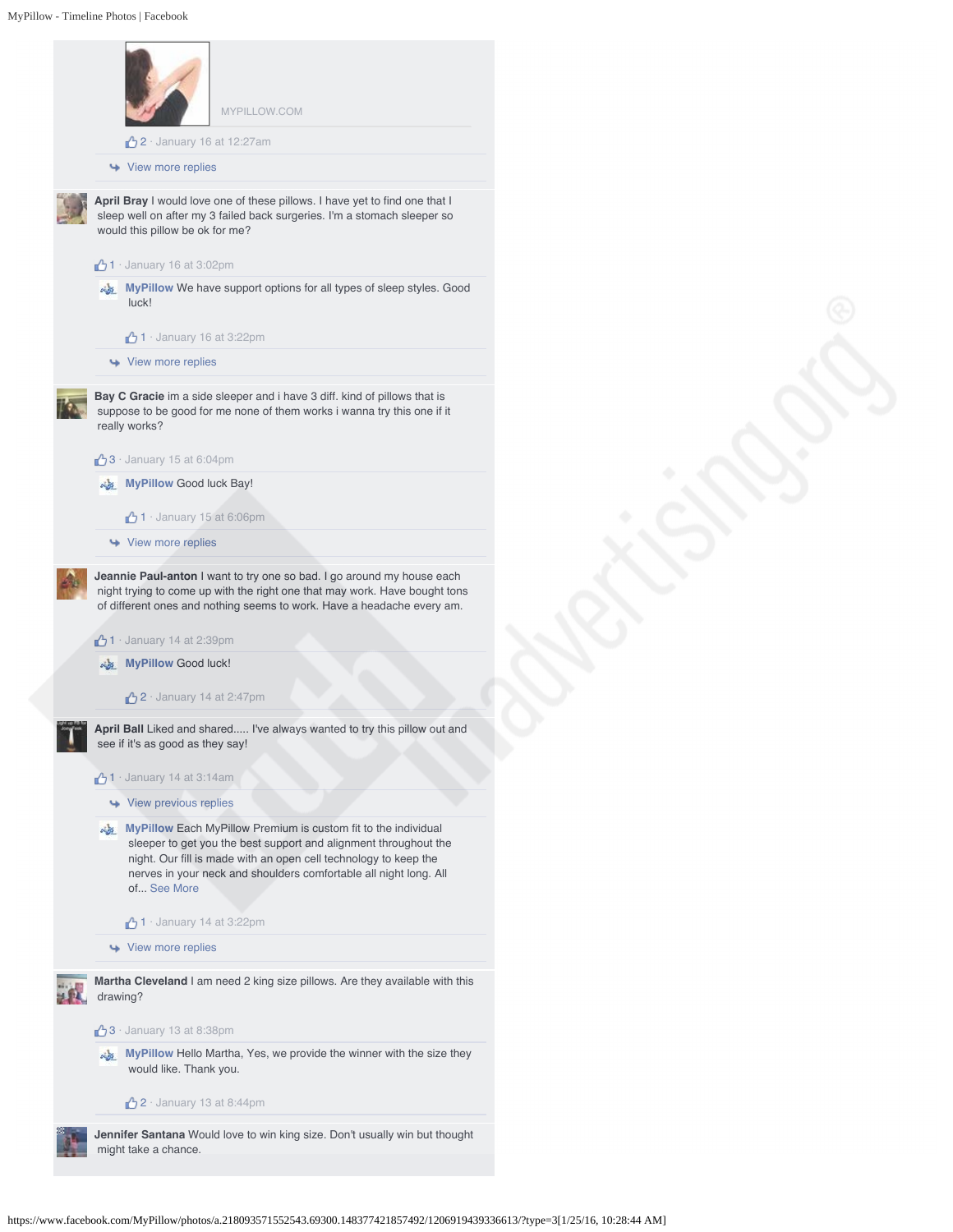MYPILLOW.COM

2 · January 16 at 12:27am

View more replies

**April Bray** I would love one of these pillows. I have yet to find one that I sleep well on after my 3 failed back surgeries. I'm a stomach sleeper so would this pillow be ok for me?

1 · January 16 at 3:02pm

**MyPillow** We have support options for all types of sleep styles. Good luck!

1 · January 16 at 3:22pm

View more replies

**Bay C Gracie** im a side sleeper and i have 3 diff. kind of pillows that is suppose to be good for me none of them works i wanna try this one if it really works?

3 · January 15 at 6:04pm

**MyPillow** Good luck Bay!

1 · January 15 at 6:06pm

View more replies

**Jeannie Paul-anton** I want to try one so bad. I go around my house each night trying to come up with the right one that may work. Have bought tons of different ones and nothing seems to work. Have a headache every am.

1 · January 14 at 2:39pm

**MyPillow** Good luck!

2 · January 14 at 2:47pm

**April Ball** Liked and shared..... I've always wanted to try this pillow out and see if it's as good as they say!

1 · January 14 at 3:14am

View previous replies

**MyPillow** Each MyPillow Premium is custom fit to the individual sleeper to get you the best support and alignment throughout the night. Our fill is made with an open cell technology to keep the nerves in your neck and shoulders comfortable all night long. All of... See More

1 · January 14 at 3:22pm

View more replies

**Martha Cleveland** I am need 2 king size pillows. Are they available with this drawing?

3 · January 13 at 8:38pm

**MyPillow** Hello Martha, Yes, we provide the winner with the size they would like. Thank you.

2 · January 13 at 8:44pm

**Jennifer Santana** Would love to win king size. Don't usually win but thought might take a chance.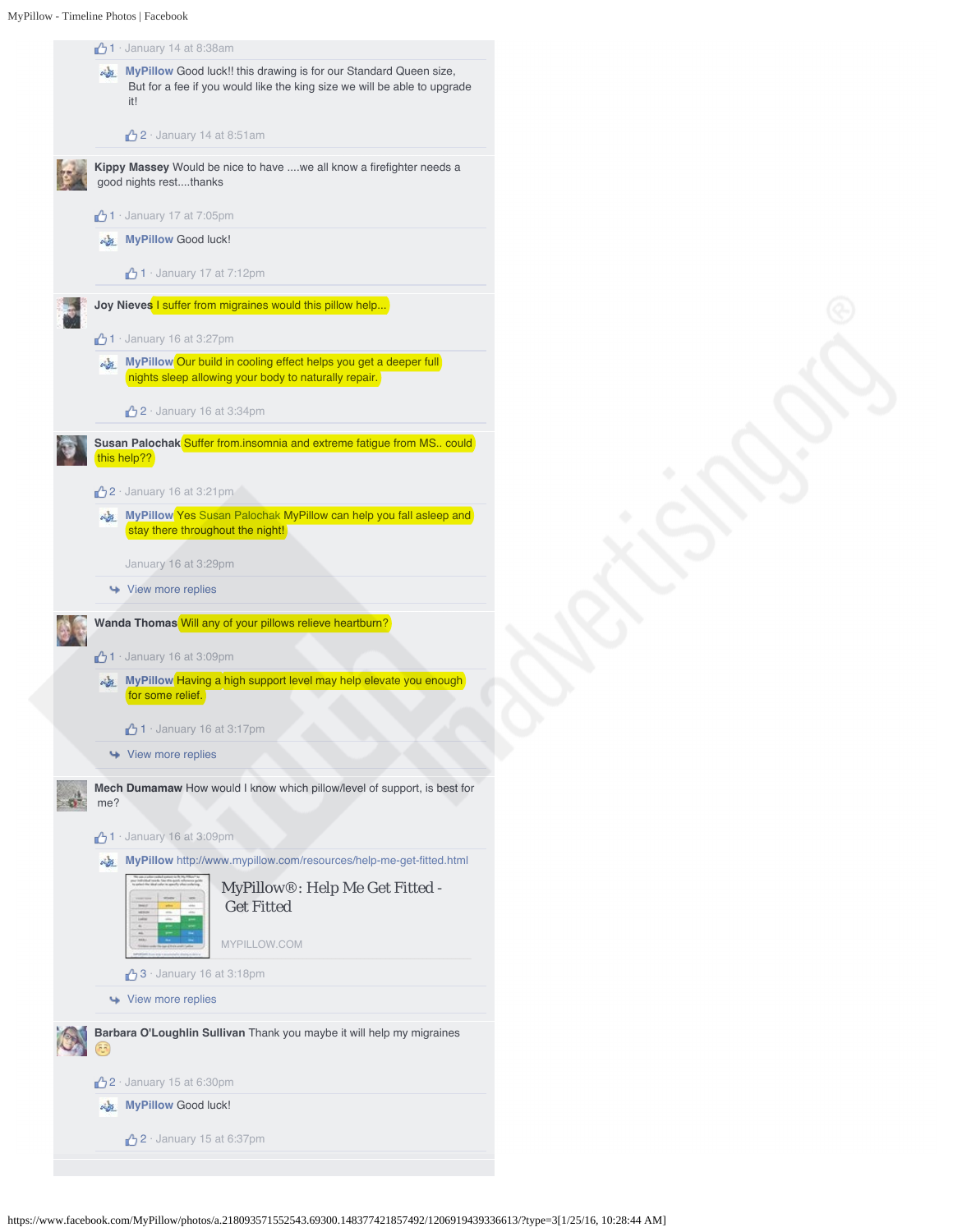1 · January 14 at 8:38am

**MyPillow** Good luck!! this drawing is for our Standard Queen size, But for a fee if you would like the king size we will be able to upgrade it!

2 · January 14 at 8:51am

**Kippy Massey** Would be nice to have ....we all know a firefighter needs a good nights rest....thanks

1 · January 17 at 7:05pm

**MyPillow** Good luck!

1 · January 17 at 7:12pm

**Joy Nieves** I suffer from migraines would this pillow help...

1 · January 16 at 3:27pm

**MyPillow** Our build in cooling effect helps you get a deeper full nights sleep allowing your body to naturally repair.

2 · January 16 at 3:34pm

**Susan Palochak** Suffer from.insomnia and extreme fatigue from MS.. could this help??

2 · January 16 at 3:21pm

**MyPillow** Yes Susan Palochak MyPillow can help you fall asleep and stay there throughout the night!

January 16 at 3:29pm

View more replies

**Wanda Thomas** Will any of your pillows relieve heartburn?

1 · January 16 at 3:09pm

**MyPillow** Having a high support level may help elevate you enough for some relief.

1 · January 16 at 3:17pm

View more replies

**Mech Dumamaw** How would I know which pillow/level of support, is best for me?

1 · January 16 at 3:09pm

**MyPillow** http://www.mypillow.com/resources/help-me-get-fitted.html

MyPillow®: Help Me Get Fitted - Get Fitted

MYPILLOW.COM

3 · January 16 at 3:18pm

View more replies

**Barbara O'Loughlin Sullivan** Thank you maybe it will help my migraines 😊

2 · January 15 at 6:30pm

**MyPillow** Good luck!

2 · January 15 at 6:37pm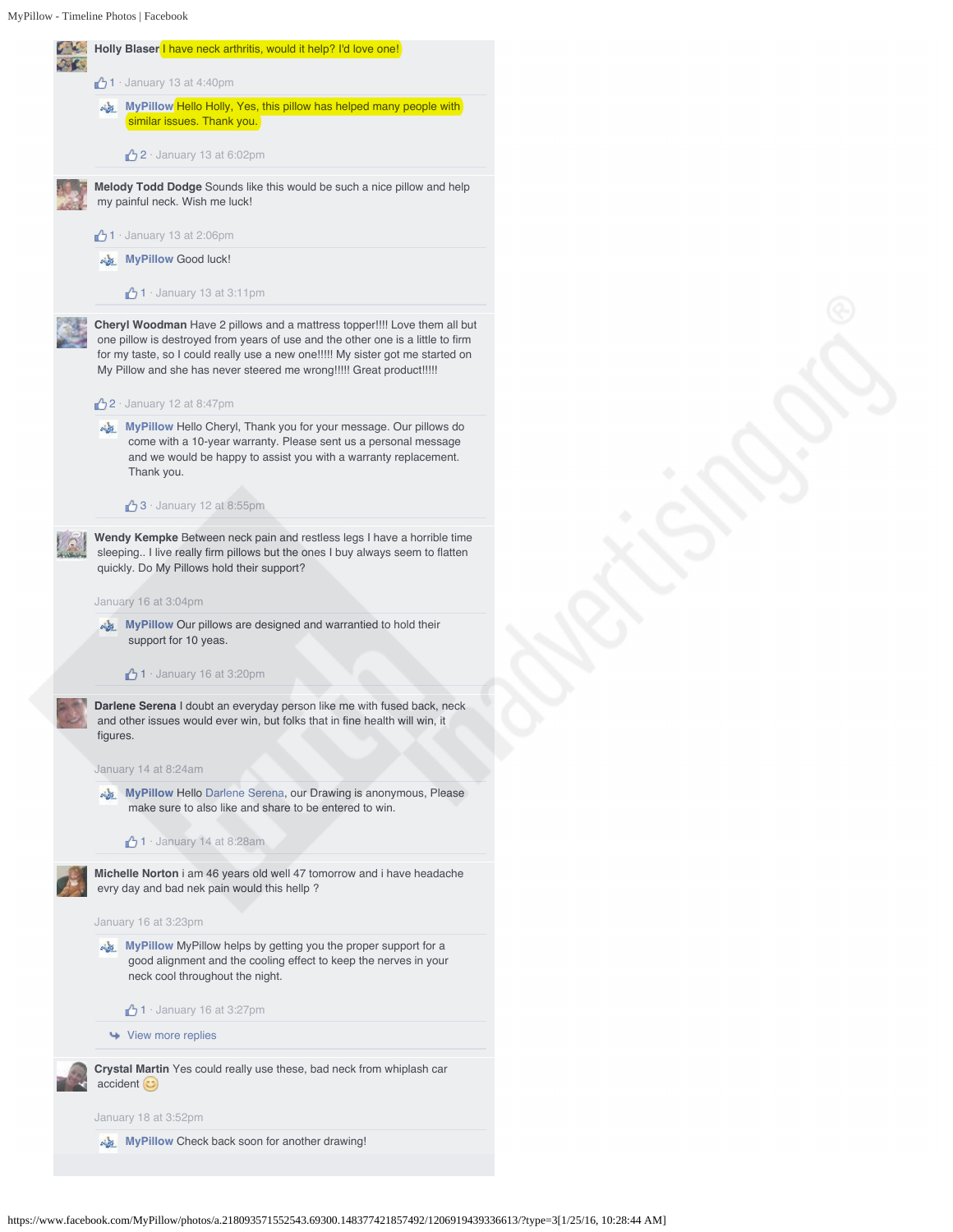**Holly Blaser** I have neck arthritis, would it help? I'd love one!

1 · January 13 at 4:40pm

> **MyPillow** Hello Holly, Yes, this pillow has helped many people with similar issues. Thank you.
>
> 2 · January 13 at 6:02pm

**Melody Todd Dodge** Sounds like this would be such a nice pillow and help my painful neck. Wish me luck!

1 · January 13 at 2:06pm

> **MyPillow** Good luck!
>
> 1 · January 13 at 3:11pm

**Cheryl Woodman** Have 2 pillows and a mattress topper!!!! Love them all but one pillow is destroyed from years of use and the other one is a little to firm for my taste, so I could really use a new one!!!!! My sister got me started on My Pillow and she has never steered me wrong!!!!! Great product!!!!!

2 · January 12 at 8:47pm

> **MyPillow** Hello Cheryl, Thank you for your message. Our pillows do come with a 10-year warranty. Please sent us a personal message and we would be happy to assist you with a warranty replacement. Thank you.
>
> 3 · January 12 at 8:55pm

**Wendy Kempke** Between neck pain and restless legs I have a horrible time sleeping.. I live really firm pillows but the ones I buy always seem to flatten quickly. Do My Pillows hold their support?

January 16 at 3:04pm

> **MyPillow** Our pillows are designed and warrantied to hold their support for 10 yeas.
>
> 1 · January 16 at 3:20pm

**Darlene Serena** I doubt an everyday person like me with fused back, neck and other issues would ever win, but folks that in fine health will win, it figures.

January 14 at 8:24am

> **MyPillow** Hello Darlene Serena, our Drawing is anonymous, Please make sure to also like and share to be entered to win.
>
> 1 · January 14 at 8:28am

**Michelle Norton** i am 46 years old well 47 tomorrow and i have headache evry day and bad nek pain would this hellp ?

January 16 at 3:23pm

> **MyPillow** MyPillow helps by getting you the proper support for a good alignment and the cooling effect to keep the nerves in your neck cool throughout the night.
>
> 1 · January 16 at 3:27pm
>
> View more replies

**Crystal Martin** Yes could really use these, bad neck from whiplash car accident 😊

January 18 at 3:52pm

> **MyPillow** Check back soon for another drawing!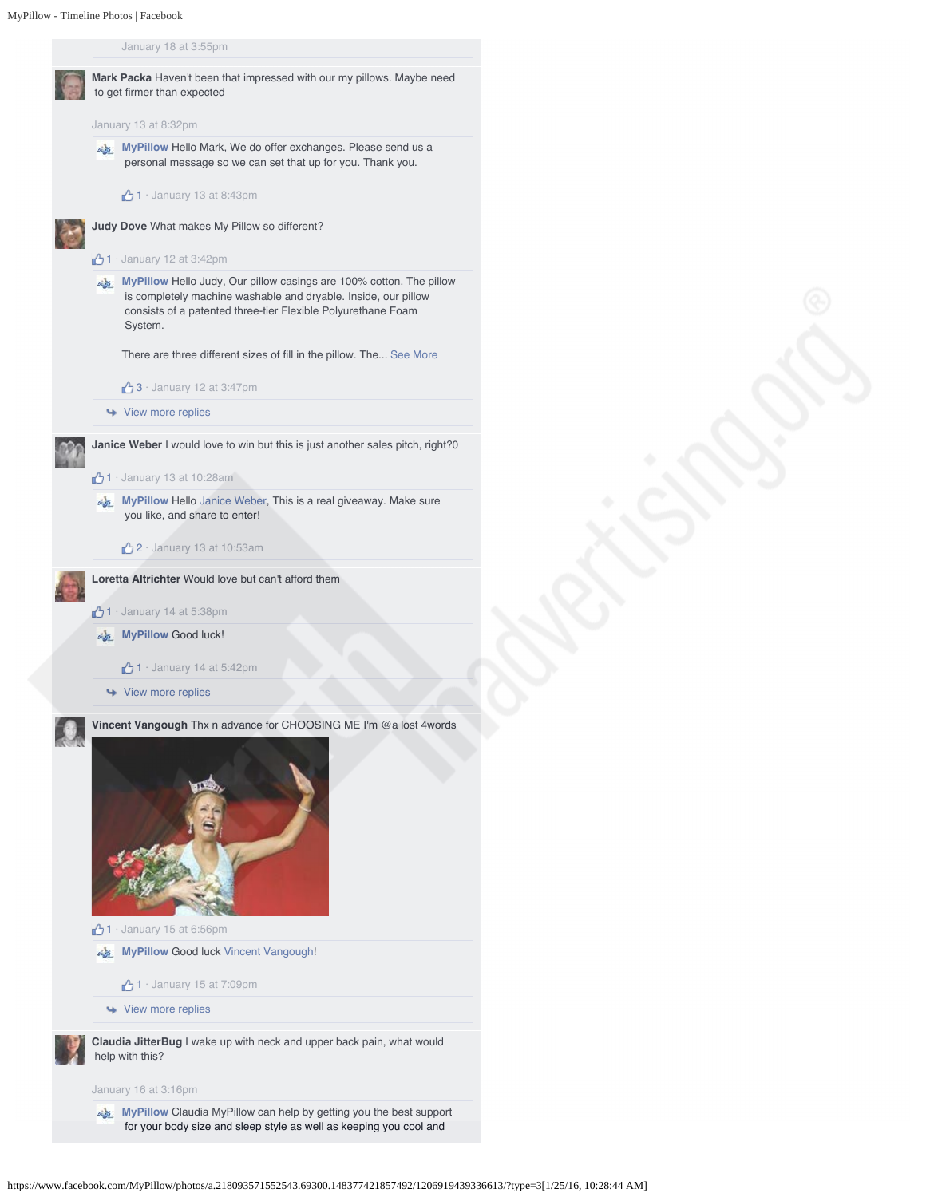January 18 at 3:55pm

**Mark Packa** Haven't been that impressed with our my pillows. Maybe need to get firmer than expected

January 13 at 8:32pm

> **MyPillow** Hello Mark, We do offer exchanges. Please send us a personal message so we can set that up for you. Thank you.
>
> 1 · January 13 at 8:43pm

**Judy Dove** What makes My Pillow so different?

1 · January 12 at 3:42pm

> **MyPillow** Hello Judy, Our pillow casings are 100% cotton. The pillow is completely machine washable and dryable. Inside, our pillow consists of a patented three-tier Flexible Polyurethane Foam System.
>
> There are three different sizes of fill in the pillow. The... See More
>
> 3 · January 12 at 3:47pm
>
> View more replies

**Janice Weber** I would love to win but this is just another sales pitch, right?0

1 · January 13 at 10:28am

> **MyPillow** Hello Janice Weber, This is a real giveaway. Make sure you like, and share to enter!
>
> 2 · January 13 at 10:53am

**Loretta Altrichter** Would love but can't afford them

1 · January 14 at 5:38pm

> **MyPillow** Good luck!
>
> 1 · January 14 at 5:42pm
>
> View more replies

**Vincent Vangough** Thx n advance for CHOOSING ME I'm @a lost 4words

1 · January 15 at 6:56pm

> **MyPillow** Good luck Vincent Vangough!
>
> 1 · January 15 at 7:09pm
>
> View more replies

**Claudia JitterBug** I wake up with neck and upper back pain, what would help with this?

January 16 at 3:16pm

> **MyPillow** Claudia MyPillow can help by getting you the best support for your body size and sleep style as well as keeping you cool and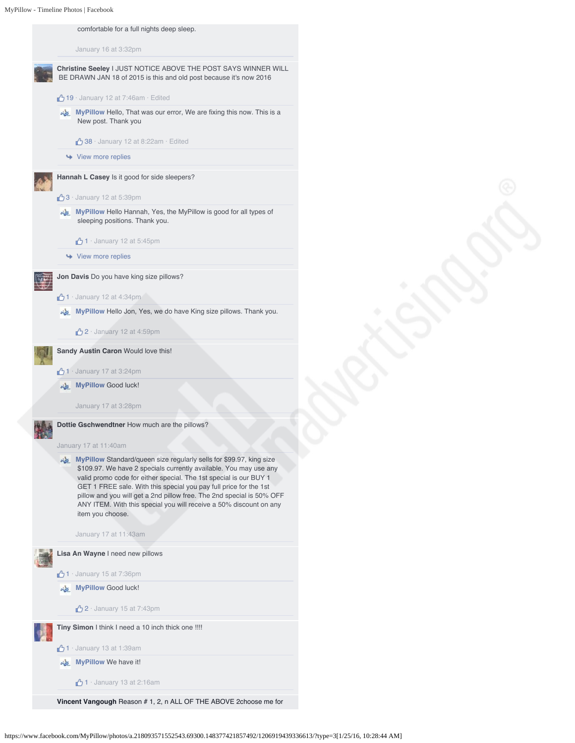comfortable for a full nights deep sleep.

January 16 at 3:32pm

**Christine Seeley** I JUST NOTICE ABOVE THE POST SAYS WINNER WILL BE DRAWN JAN 18 of 2015 is this and old post because it's now 2016

19 · January 12 at 7:46am · Edited

> **MyPillow** Hello, That was our error, We are fixing this now. This is a New post. Thank you
>
> 38 · January 12 at 8:22am · Edited

View more replies

**Hannah L Casey** Is it good for side sleepers?

3 · January 12 at 5:39pm

> **MyPillow** Hello Hannah, Yes, the MyPillow is good for all types of sleeping positions. Thank you.
>
> 1 · January 12 at 5:45pm

View more replies

**Jon Davis** Do you have king size pillows?

1 · January 12 at 4:34pm

> **MyPillow** Hello Jon, Yes, we do have King size pillows. Thank you.
>
> 2 · January 12 at 4:59pm

**Sandy Austin Caron** Would love this!

1 · January 17 at 3:24pm

> **MyPillow** Good luck!
>
> January 17 at 3:28pm

**Dottie Gschwendtner** How much are the pillows?

January 17 at 11:40am

> **MyPillow** Standard/queen size regularly sells for $99.97, king size $109.97. We have 2 specials currently available. You may use any valid promo code for either special. The 1st special is our BUY 1 GET 1 FREE sale. With this special you pay full price for the 1st pillow and you will get a 2nd pillow free. The 2nd special is 50% OFF ANY ITEM. With this special you will receive a 50% discount on any item you choose.
>
> January 17 at 11:43am

**Lisa An Wayne** I need new pillows

1 · January 15 at 7:36pm

> **MyPillow** Good luck!
>
> 2 · January 15 at 7:43pm

**Tiny Simon** I think I need a 10 inch thick one !!!!

1 · January 13 at 1:39am

> **MyPillow** We have it!
>
> 1 · January 13 at 2:16am

**Vincent Vangough** Reason # 1, 2, n ALL OF THE ABOVE 2choose me for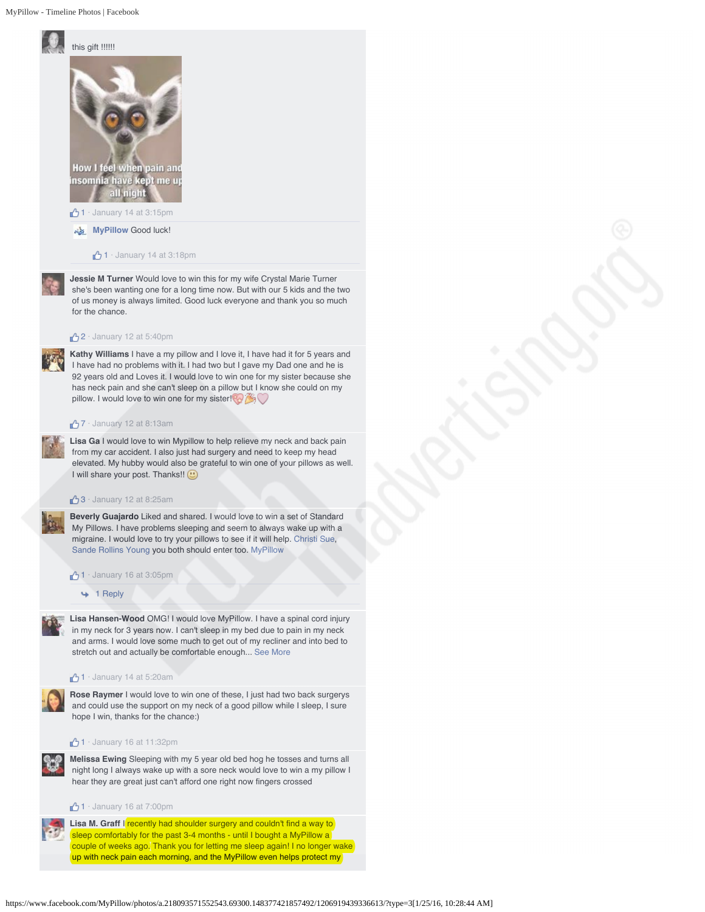this gift !!!!!!

How I feel when pain and insomnia have kept me up all night

1 · January 14 at 3:15pm

**MyPillow** Good luck!

1 · January 14 at 3:18pm

**Jessie M Turner** Would love to win this for my wife Crystal Marie Turner she's been wanting one for a long time now. But with our 5 kids and the two of us money is always limited. Good luck everyone and thank you so much for the chance.

2 · January 12 at 5:40pm

**Kathy Williams** I have a my pillow and I love it, I have had it for 5 years and I have had no problems with it. I had two but I gave my Dad one and he is 92 years old and Loves it. I would love to win one for my sister because she has neck pain and she can't sleep on a pillow but I know she could on my pillow. I would love to win one for my sister!

7 · January 12 at 8:13am

**Lisa Ga** I would love to win Mypillow to help relieve my neck and back pain from my car accident. I also just had surgery and need to keep my head elevated. My hubby would also be grateful to win one of your pillows as well. I will share your post. Thanks!!

3 · January 12 at 8:25am

**Beverly Guajardo** Liked and shared. I would love to win a set of Standard My Pillows. I have problems sleeping and seem to always wake up with a migraine. I would love to try your pillows to see if it will help. Christi Sue, Sande Rollins Young you both should enter too. MyPillow

1 · January 16 at 3:05pm

1 Reply

**Lisa Hansen-Wood** OMG! I would love MyPillow. I have a spinal cord injury in my neck for 3 years now. I can't sleep in my bed due to pain in my neck and arms. I would love some much to get out of my recliner and into bed to stretch out and actually be comfortable enough... See More

1 · January 14 at 5:20am

**Rose Raymer** I would love to win one of these, I just had two back surgerys and could use the support on my neck of a good pillow while I sleep, I sure hope I win, thanks for the chance:)

1 · January 16 at 11:32pm

**Melissa Ewing** Sleeping with my 5 year old bed hog he tosses and turns all night long I always wake up with a sore neck would love to win a my pillow I hear they are great just can't afford one right now fingers crossed

1 · January 16 at 7:00pm

**Lisa M. Graff** I recently had shoulder surgery and couldn't find a way to sleep comfortably for the past 3-4 months - until I bought a MyPillow a couple of weeks ago. Thank you for letting me sleep again! I no longer wake up with neck pain each morning, and the MyPillow even helps protect my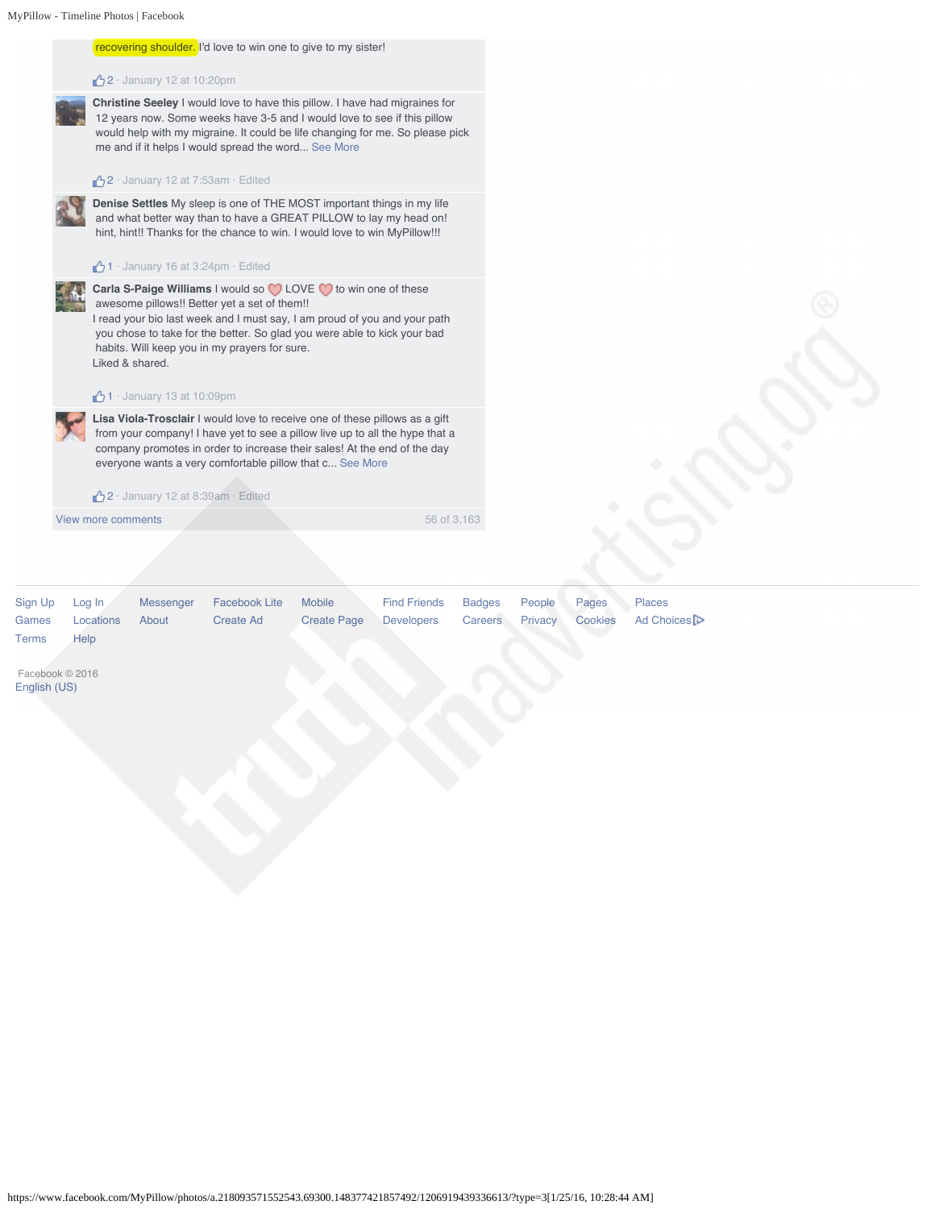recovering shoulder. I'd love to win one to give to my sister!

2 · January 12 at 10:20pm

**Christine Seeley** I would love to have this pillow. I have had migraines for 12 years now. Some weeks have 3-5 and I would love to see if this pillow would help with my migraine. It could be life changing for me. So please pick me and if it helps I would spread the word... See More

2 · January 12 at 7:53am · Edited

**Denise Settles** My sleep is one of THE MOST important things in my life and what better way than to have a GREAT PILLOW to lay my head on! hint, hint!! Thanks for the chance to win. I would love to win MyPillow!!!

1 · January 16 at 3:24pm · Edited

**Carla S-Paige Williams** I would so ❤ LOVE ❤ to win one of these awesome pillows!! Better yet a set of them!!
I read your bio last week and I must say, I am proud of you and your path you chose to take for the better. So glad you were able to kick your bad habits. Will keep you in my prayers for sure.
Liked & shared.

1 · January 13 at 10:09pm

**Lisa Viola-Trosclair** I would love to receive one of these pillows as a gift from your company! I have yet to see a pillow live up to all the hype that a company promotes in order to increase their sales! At the end of the day everyone wants a very comfortable pillow that c... See More

2 · January 12 at 8:39am · Edited

View more comments 56 of 3,163

Sign Up Log In Messenger Facebook Lite Mobile Find Friends Badges People Pages Places
Games Locations About Create Ad Create Page Developers Careers Privacy Cookies Ad Choices
Terms Help

Facebook © 2016
English (US)